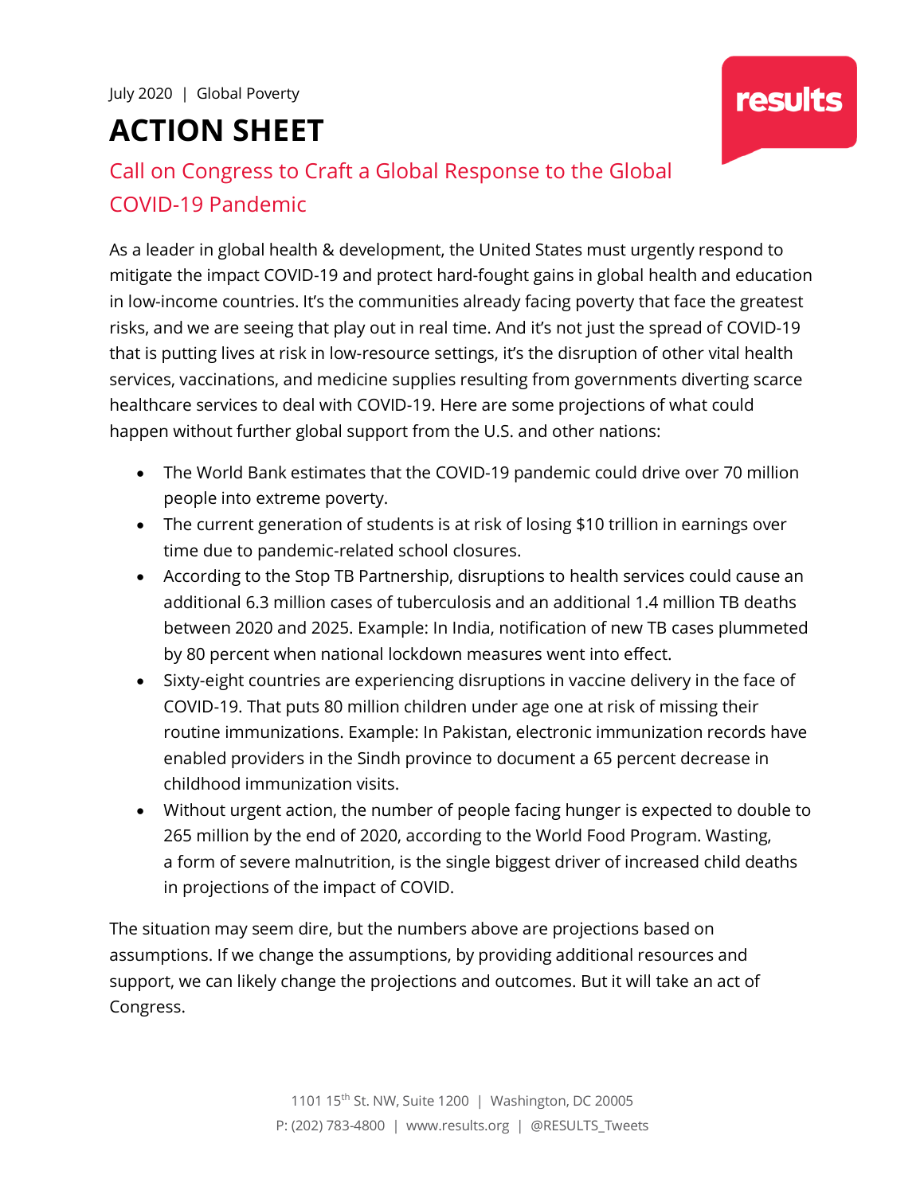July 2020 | Global Poverty

results

# ACTION SHEET

## Call on Congress to Craft a Global Response to the Global COVID-19 Pandemic

As a leader in global health & development, the United States must urgently respond to mitigate the impact COVID-19 and protect hard-fought gains in global health and education in low-income countries. It's the communities already facing poverty that face the greatest risks, and we are seeing that play out in real time. And it's not just the spread of COVID-19 that is putting lives at risk in low-resource settings, it's the disruption of other vital health services, vaccinations, and medicine supplies resulting from governments diverting scarce healthcare services to deal with COVID-19. Here are some projections of what could happen without further global support from the U.S. and other nations:

- The World Bank estimates that the COVID-19 pandemic could drive over 70 million people into extreme poverty.
- The current generation of students is at risk of losing $10 trillion in earnings over time due to pandemic-related school closures.
- According to the Stop TB Partnership, disruptions to health services could cause an additional 6.3 million cases of tuberculosis and an additional 1.4 million TB deaths between 2020 and 2025. Example: In India, notification of new TB cases plummeted by 80 percent when national lockdown measures went into effect.
- Sixty-eight countries are experiencing disruptions in vaccine delivery in the face of COVID-19. That puts 80 million children under age one at risk of missing their routine immunizations. Example: In Pakistan, electronic immunization records have enabled providers in the Sindh province to document a 65 percent decrease in childhood immunization visits.
- Without urgent action, the number of people facing hunger is expected to double to 265 million by the end of 2020, according to the World Food Program. Wasting, a form of severe malnutrition, is the single biggest driver of increased child deaths in projections of the impact of COVID.

The situation may seem dire, but the numbers above are projections based on assumptions. If we change the assumptions, by providing additional resources and support, we can likely change the projections and outcomes. But it will take an act of Congress.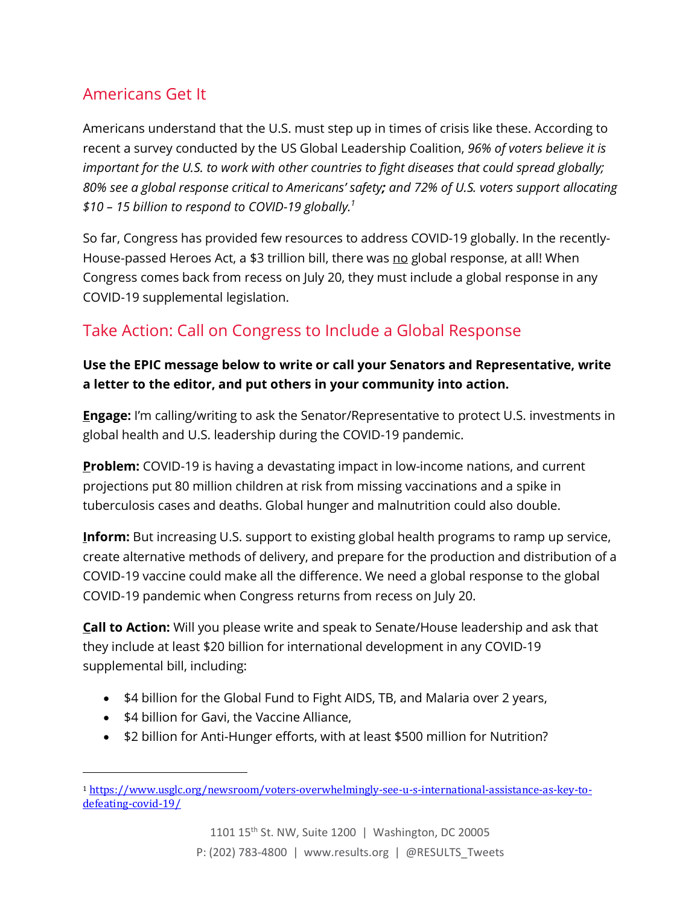## Americans Get It

Americans understand that the U.S. must step up in times of crisis like these. According to recent a survey conducted by the US Global Leadership Coalition, *96% of voters believe it is important for the U.S. to work with other countries to fight diseases that could spread globally; 80% see a global response critical to Americans' safety; and 72% of U.S. voters support allocating $10 – 15 billion to respond to COVID-19 globally.*[1]

So far, Congress has provided few resources to address COVID-19 globally. In the recently-House-passed Heroes Act, a $3 trillion bill, there was <u>no</u> global response, at all! When Congress comes back from recess on July 20, they must include a global response in any COVID-19 supplemental legislation.

## Take Action: Call on Congress to Include a Global Response

**Use the EPIC message below to write or call your Senators and Representative, write a letter to the editor, and put others in your community into action.**

**Engage:** I'm calling/writing to ask the Senator/Representative to protect U.S. investments in global health and U.S. leadership during the COVID-19 pandemic.

**Problem:** COVID-19 is having a devastating impact in low-income nations, and current projections put 80 million children at risk from missing vaccinations and a spike in tuberculosis cases and deaths. Global hunger and malnutrition could also double.

**Inform:** But increasing U.S. support to existing global health programs to ramp up service, create alternative methods of delivery, and prepare for the production and distribution of a COVID-19 vaccine could make all the difference. We need a global response to the global COVID-19 pandemic when Congress returns from recess on July 20.

**Call to Action:** Will you please write and speak to Senate/House leadership and ask that they include at least $20 billion for international development in any COVID-19 supplemental bill, including:

- $4 billion for the Global Fund to Fight AIDS, TB, and Malaria over 2 years,
- $4 billion for Gavi, the Vaccine Alliance,
- $2 billion for Anti-Hunger efforts, with at least $500 million for Nutrition?

---

[1] https://www.usglc.org/newsroom/voters-overwhelmingly-see-u-s-international-assistance-as-key-to-defeating-covid-19/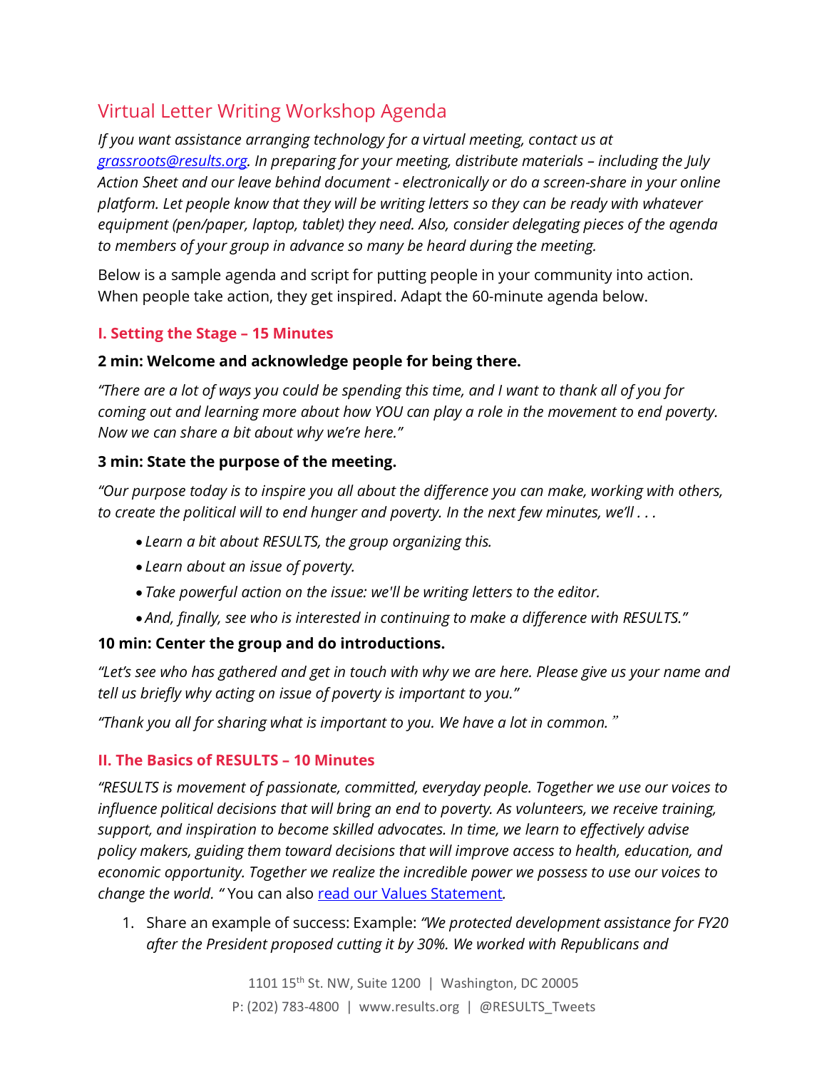# Virtual Letter Writing Workshop Agenda

*If you want assistance arranging technology for a virtual meeting, contact us at [grassroots@results.org](mailto:grassroots@results.org). In preparing for your meeting, distribute materials – including the July Action Sheet and our leave behind document - electronically or do a screen-share in your online platform. Let people know that they will be writing letters so they can be ready with whatever equipment (pen/paper, laptop, tablet) they need. Also, consider delegating pieces of the agenda to members of your group in advance so many be heard during the meeting.*

Below is a sample agenda and script for putting people in your community into action. When people take action, they get inspired. Adapt the 60-minute agenda below.

## I. Setting the Stage – 15 Minutes

**2 min: Welcome and acknowledge people for being there.**

*"There are a lot of ways you could be spending this time, and I want to thank all of you for coming out and learning more about how YOU can play a role in the movement to end poverty. Now we can share a bit about why we're here."*

**3 min: State the purpose of the meeting.**

*"Our purpose today is to inspire you all about the difference you can make, working with others, to create the political will to end hunger and poverty. In the next few minutes, we'll . . .*

- *Learn a bit about RESULTS, the group organizing this.*
- *Learn about an issue of poverty.*
- *Take powerful action on the issue: we'll be writing letters to the editor.*
- *And, finally, see who is interested in continuing to make a difference with RESULTS."*

**10 min: Center the group and do introductions.**

*"Let's see who has gathered and get in touch with why we are here. Please give us your name and tell us briefly why acting on issue of poverty is important to you."*

*"Thank you all for sharing what is important to you. We have a lot in common."*

## II. The Basics of RESULTS – 10 Minutes

*"RESULTS is movement of passionate, committed, everyday people. Together we use our voices to influence political decisions that will bring an end to poverty. As volunteers, we receive training, support, and inspiration to become skilled advocates. In time, we learn to effectively advise policy makers, guiding them toward decisions that will improve access to health, education, and economic opportunity. Together we realize the incredible power we possess to use our voices to change the world. "* You can also [read our Values Statement](#).

1. Share an example of success: Example: *"We protected development assistance for FY20 after the President proposed cutting it by 30%. We worked with Republicans and*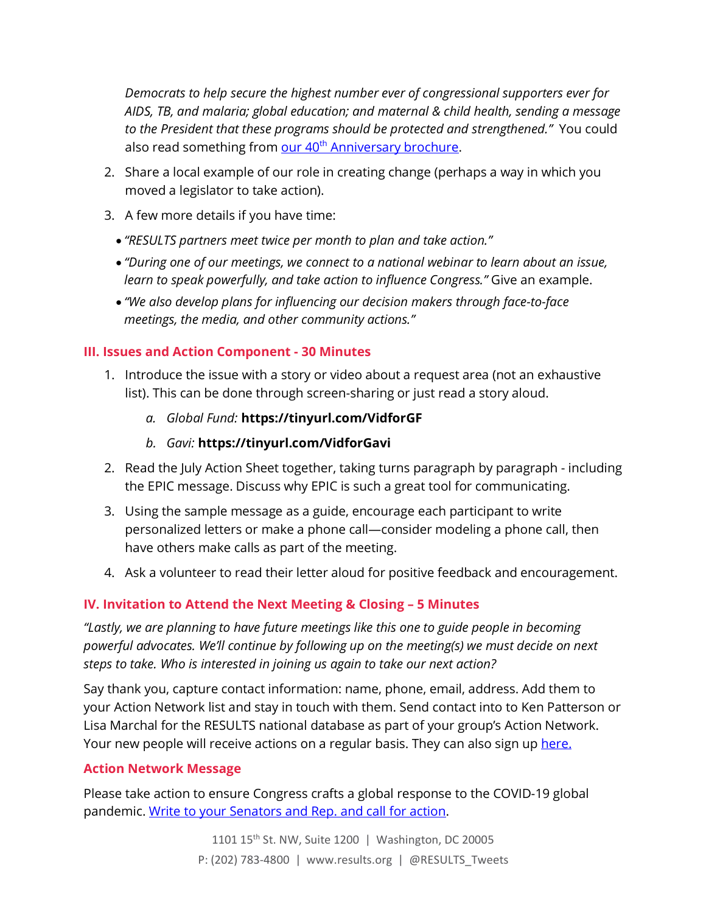*Democrats to help secure the highest number ever of congressional supporters ever for AIDS, TB, and malaria; global education; and maternal & child health, sending a message to the President that these programs should be protected and strengthened."* You could also read something from [our 40th Anniversary brochure](#).

2. Share a local example of our role in creating change (perhaps a way in which you moved a legislator to take action).
3. A few more details if you have time:
   - *"RESULTS partners meet twice per month to plan and take action."*
   - *"During one of our meetings, we connect to a national webinar to learn about an issue, learn to speak powerfully, and take action to influence Congress."* Give an example.
   - *"We also develop plans for influencing our decision makers through face-to-face meetings, the media, and other community actions."*

### III. Issues and Action Component - 30 Minutes

1. Introduce the issue with a story or video about a request area (not an exhaustive list). This can be done through screen-sharing or just read a story aloud.
   a. *Global Fund:* **https://tinyurl.com/VidforGF**
   b. *Gavi:* **https://tinyurl.com/VidforGavi**
2. Read the July Action Sheet together, taking turns paragraph by paragraph - including the EPIC message. Discuss why EPIC is such a great tool for communicating.
3. Using the sample message as a guide, encourage each participant to write personalized letters or make a phone call—consider modeling a phone call, then have others make calls as part of the meeting.
4. Ask a volunteer to read their letter aloud for positive feedback and encouragement.

### IV. Invitation to Attend the Next Meeting & Closing – 5 Minutes

*"Lastly, we are planning to have future meetings like this one to guide people in becoming powerful advocates. We'll continue by following up on the meeting(s) we must decide on next steps to take. Who is interested in joining us again to take our next action?*

Say thank you, capture contact information: name, phone, email, address. Add them to your Action Network list and stay in touch with them. Send contact into to Ken Patterson or Lisa Marchal for the RESULTS national database as part of your group's Action Network. Your new people will receive actions on a regular basis. They can also sign up [here.](#)

### Action Network Message

Please take action to ensure Congress crafts a global response to the COVID-19 global pandemic. [Write to your Senators and Rep. and call for action](#).